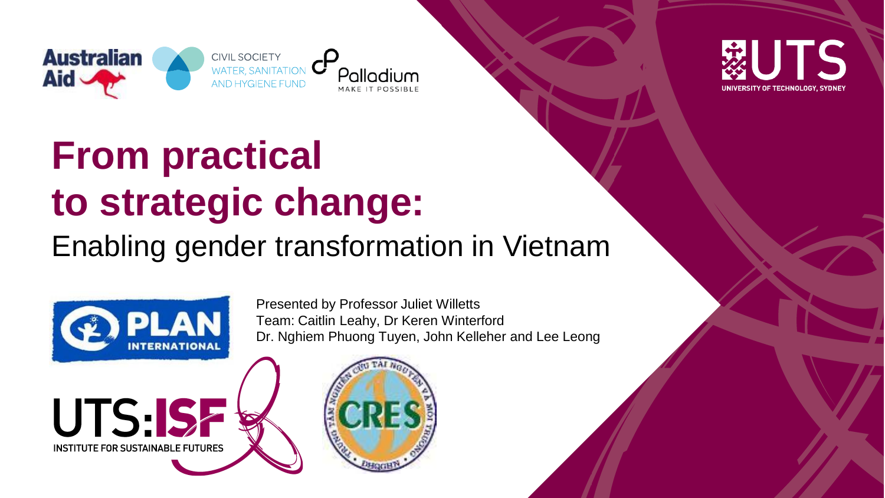# From practical to strategic change:

## Enabling gender transformation in Vietnam

Presented by Professor Juliet Willetts
Team: Caitlin Leahy, Dr Keren Winterford
Dr. Nghiem Phuong Tuyen, John Kelleher and Lee Leong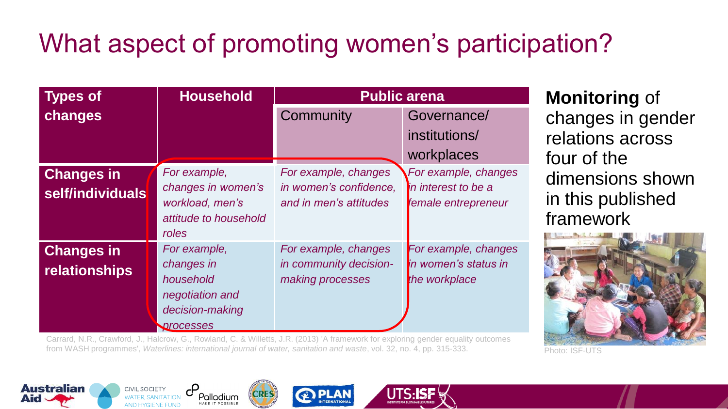# What aspect of promoting women's participation?

| Types of changes | Household | Public arena | |
|---|---|---|---|
| | | Community | Governance/ institutions/ workplaces |
| **Changes in self/individuals** | *For example, changes in women's workload, men's attitude to household roles* | *For example, changes in women's confidence, and in men's attitudes* | *For example, changes in interest to be a female entrepreneur* |
| **Changes in relationships** | *For example, changes in household negotiation and decision-making processes* | *For example, changes in community decision-making processes* | *For example, changes in women's status in the workplace* |

Carrard, N.R., Crawford, J., Halcrow, G., Rowland, C. & Willetts, J.R. (2013) 'A framework for exploring gender equality outcomes from WASH programmes', *Waterlines: international journal of water, sanitation and waste*, vol. 32, no. 4, pp. 315-333.

**Monitoring** of changes in gender relations across four of the dimensions shown in this published framework

Photo: ISF-UTS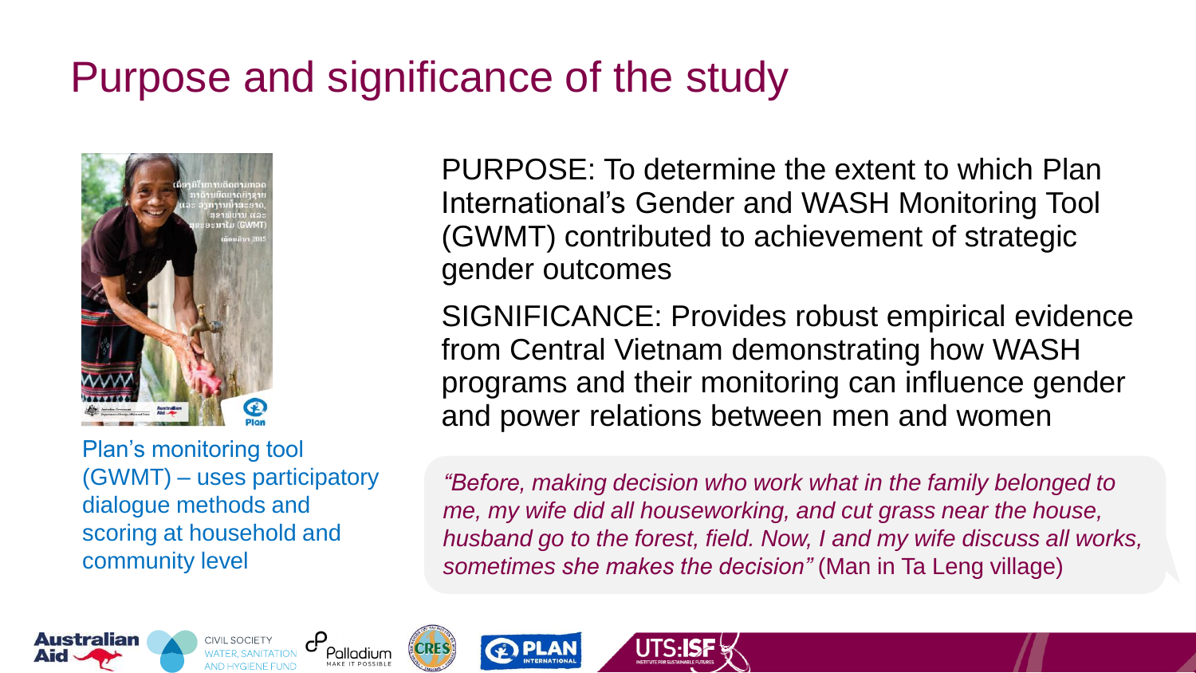# Purpose and significance of the study

Plan's monitoring tool (GWMT) – uses participatory dialogue methods and scoring at household and community level

PURPOSE: To determine the extent to which Plan International's Gender and WASH Monitoring Tool (GWMT) contributed to achievement of strategic gender outcomes

SIGNIFICANCE: Provides robust empirical evidence from Central Vietnam demonstrating how WASH programs and their monitoring can influence gender and power relations between men and women

*"Before, making decision who work what in the family belonged to me, my wife did all houseworking, and cut grass near the house, husband go to the forest, field. Now, I and my wife discuss all works, sometimes she makes the decision"* (Man in Ta Leng village)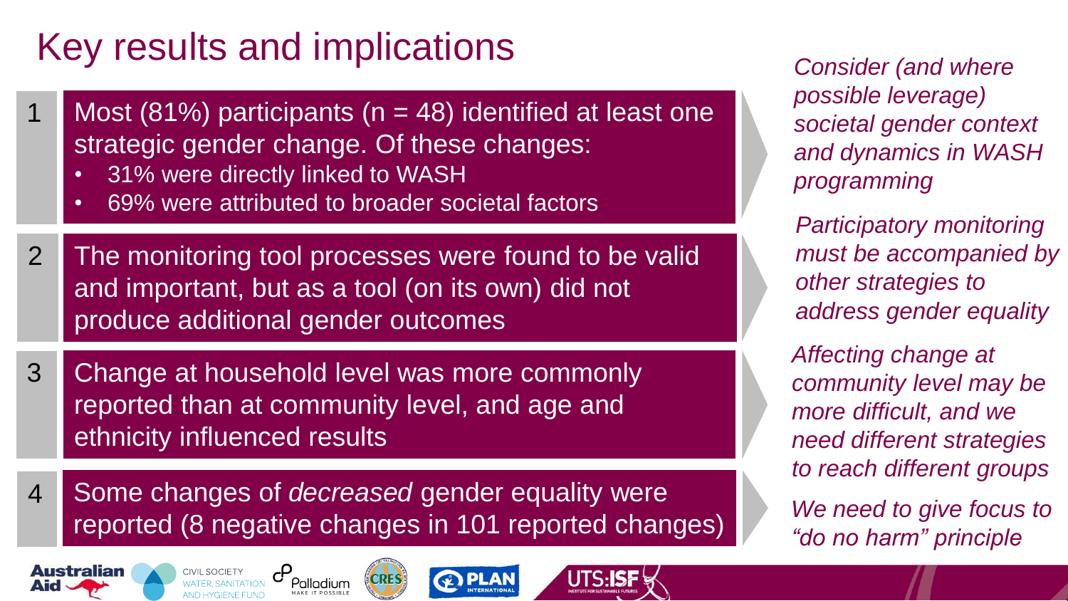# Key results and implications

1. Most (81%) participants (n = 48) identified at least one strategic gender change. Of these changes:
   - 31% were directly linked to WASH
   - 69% were attributed to broader societal factors

   *Consider (and where possible leverage) societal gender context and dynamics in WASH programming*

2. The monitoring tool processes were found to be valid and important, but as a tool (on its own) did not produce additional gender outcomes

   *Participatory monitoring must be accompanied by other strategies to address gender equality*

3. Change at household level was more commonly reported than at community level, and age and ethnicity influenced results

   *Affecting change at community level may be more difficult, and we need different strategies to reach different groups*

4. Some changes of *decreased* gender equality were reported (8 negative changes in 101 reported changes)

   *We need to give focus to "do no harm" principle*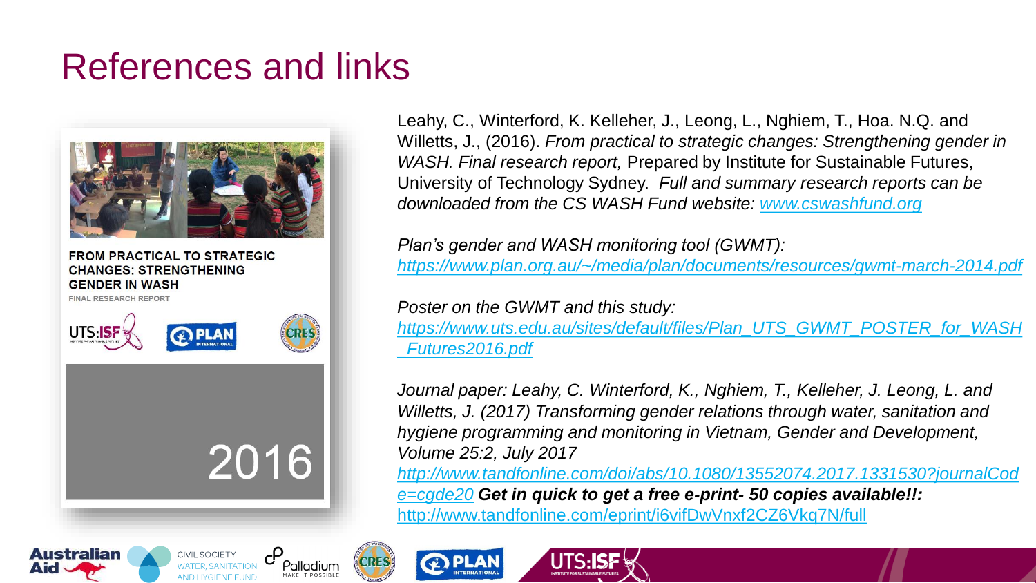# References and links

Leahy, C., Winterford, K. Kelleher, J., Leong, L., Nghiem, T., Hoa. N.Q. and Willetts, J., (2016). *From practical to strategic changes: Strengthening gender in WASH. Final research report,* Prepared by Institute for Sustainable Futures, University of Technology Sydney. *Full and summary research reports can be downloaded from the CS WASH Fund website: www.cswashfund.org*

*Plan's gender and WASH monitoring tool (GWMT): https://www.plan.org.au/~/media/plan/documents/resources/gwmt-march-2014.pdf*

*Poster on the GWMT and this study: https://www.uts.edu.au/sites/default/files/Plan_UTS_GWMT_POSTER_for_WASH_Futures2016.pdf*

*Journal paper: Leahy, C. Winterford, K., Nghiem, T., Kelleher, J. Leong, L. and Willetts, J. (2017) Transforming gender relations through water, sanitation and hygiene programming and monitoring in Vietnam, Gender and Development, Volume 25:2, July 2017 http://www.tandfonline.com/doi/abs/10.1080/13552074.2017.1331530?journalCode=cgde20* ***Get in quick to get a free e-print- 50 copies available!!:*** http://www.tandfonline.com/eprint/i6vifDwVnxf2CZ6Vkq7N/full

FROM PRACTICAL TO STRATEGIC CHANGES: STRENGTHENING GENDER IN WASH

FINAL RESEARCH REPORT

2016